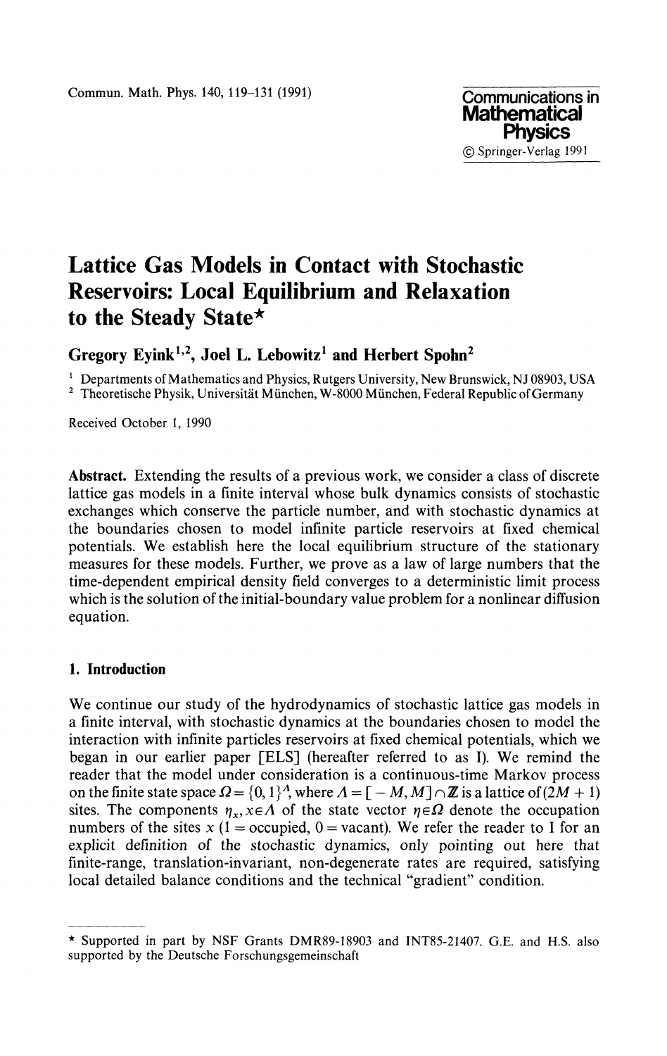# Lattice Gas Models in Contact with Stochastic Reservoirs: Local Equilibrium and Relaxation to the Steady State*

**Gregory Eyink[1,2], Joel L. Lebowitz[1] and Herbert Spohn[2]**

[1] Departments of Mathematics and Physics, Rutgers University, New Brunswick, NJ 08903, USA
[2] Theoretische Physik, Universität München, W-8000 München, Federal Republic of Germany

Received October 1, 1990

**Abstract.** Extending the results of a previous work, we consider a class of discrete lattice gas models in a finite interval whose bulk dynamics consists of stochastic exchanges which conserve the particle number, and with stochastic dynamics at the boundaries chosen to model infinite particle reservoirs at fixed chemical potentials. We establish here the local equilibrium structure of the stationary measures for these models. Further, we prove as a law of large numbers that the time-dependent empirical density field converges to a deterministic limit process which is the solution of the initial-boundary value problem for a nonlinear diffusion equation.

## 1. Introduction

We continue our study of the hydrodynamics of stochastic lattice gas models in a finite interval, with stochastic dynamics at the boundaries chosen to model the interaction with infinite particles reservoirs at fixed chemical potentials, which we began in our earlier paper [ELS] (hereafter referred to as I). We remind the reader that the model under consideration is a continuous-time Markov process on the finite state space $\Omega = \{0, 1\}^{\Lambda}$, where $\Lambda = [-M, M] \cap \mathbb{Z}$ is a lattice of $(2M + 1)$ sites. The components $\eta_x, x \in \Lambda$ of the state vector $\eta \in \Omega$ denote the occupation numbers of the sites $x$ (1 = occupied, 0 = vacant). We refer the reader to I for an explicit definition of the stochastic dynamics, only pointing out here that finite-range, translation-invariant, non-degenerate rates are required, satisfying local detailed balance conditions and the technical "gradient" condition.

---

* Supported in part by NSF Grants DMR89-18903 and INT85-21407. G.E. and H.S. also supported by the Deutsche Forschungsgemeinschaft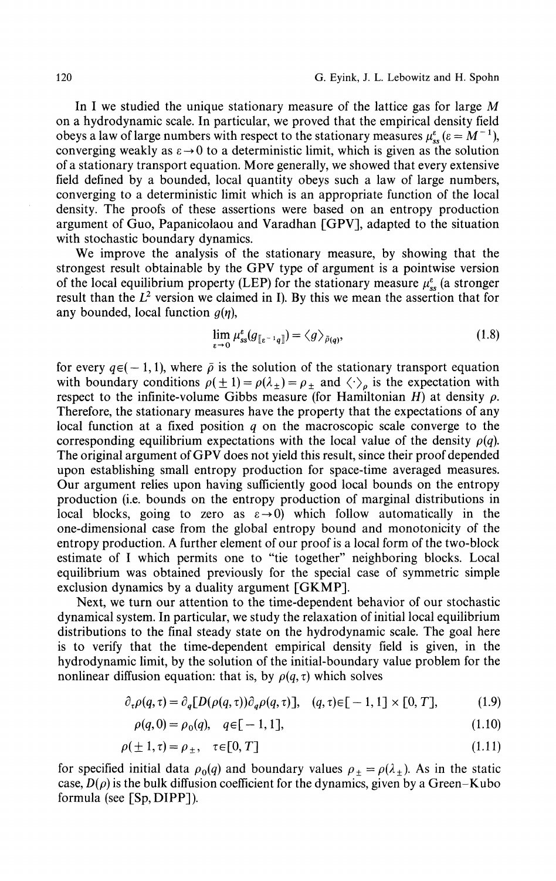In I we studied the unique stationary measure of the lattice gas for large $M$ on a hydrodynamic scale. In particular, we proved that the empirical density field obeys a law of large numbers with respect to the stationary measures $\mu_{ss}^{\varepsilon}$ ($\varepsilon = M^{-1}$), converging weakly as $\varepsilon \to 0$ to a deterministic limit, which is given as the solution of a stationary transport equation. More generally, we showed that every extensive field defined by a bounded, local quantity obeys such a law of large numbers, converging to a deterministic limit which is an appropriate function of the local density. The proofs of these assertions were based on an entropy production argument of Guo, Papanicolaou and Varadhan [GPV], adapted to the situation with stochastic boundary dynamics.

We improve the analysis of the stationary measure, by showing that the strongest result obtainable by the GPV type of argument is a pointwise version of the local equilibrium property (LEP) for the stationary measure $\mu_{ss}^{\varepsilon}$ (a stronger result than the $L^2$ version we claimed in I). By this we mean the assertion that for any bounded, local function $g(\eta)$,

$$\lim_{\varepsilon \to 0} \mu_{ss}^{\varepsilon}(g_{[\![\varepsilon^{-1}q]\!]}) = \langle g \rangle_{\bar{\rho}(q)}, \tag{1.8}$$

for every $q \in (-1, 1)$, where $\bar{\rho}$ is the solution of the stationary transport equation with boundary conditions $\rho(\pm 1) = \rho(\lambda_{\pm}) = \rho_{\pm}$ and $\langle \cdot \rangle_{\rho}$ is the expectation with respect to the infinite-volume Gibbs measure (for Hamiltonian $H$) at density $\rho$. Therefore, the stationary measures have the property that the expectations of any local function at a fixed position $q$ on the macroscopic scale converge to the corresponding equilibrium expectations with the local value of the density $\rho(q)$. The original argument of GPV does not yield this result, since their proof depended upon establishing small entropy production for space-time averaged measures. Our argument relies upon having sufficiently good local bounds on the entropy production (i.e. bounds on the entropy production of marginal distributions in local blocks, going to zero as $\varepsilon \to 0$) which follow automatically in the one-dimensional case from the global entropy bound and monotonicity of the entropy production. A further element of our proof is a local form of the two-block estimate of I which permits one to "tie together" neighboring blocks. Local equilibrium was obtained previously for the special case of symmetric simple exclusion dynamics by a duality argument [GKMP].

Next, we turn our attention to the time-dependent behavior of our stochastic dynamical system. In particular, we study the relaxation of initial local equilibrium distributions to the final steady state on the hydrodynamic scale. The goal here is to verify that the time-dependent empirical density field is given, in the hydrodynamic limit, by the solution of the initial-boundary value problem for the nonlinear diffusion equation: that is, by $\rho(q, \tau)$ which solves

$$\partial_{\tau}\rho(q,\tau) = \partial_q[D(\rho(q,\tau))\partial_q \rho(q,\tau)], \quad (q,\tau) \in [-1,1] \times [0,T], \tag{1.9}$$

$$\rho(q,0) = \rho_0(q), \quad q \in [-1,1], \tag{1.10}$$

$$\rho(\pm 1, \tau) = \rho_{\pm}, \quad \tau \in [0,T] \tag{1.11}$$

for specified initial data $\rho_0(q)$ and boundary values $\rho_{\pm} = \rho(\lambda_{\pm})$. As in the static case, $D(\rho)$ is the bulk diffusion coefficient for the dynamics, given by a Green–Kubo formula (see [Sp, DIPP]).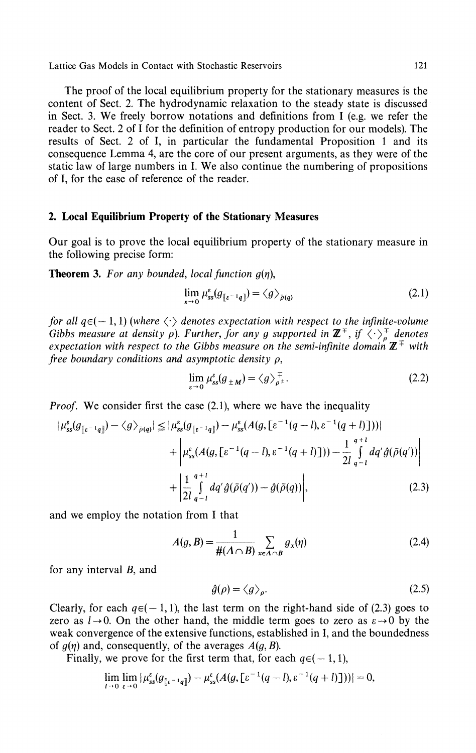The proof of the local equilibrium property for the stationary measures is the content of Sect. 2. The hydrodynamic relaxation to the steady state is discussed in Sect. 3. We freely borrow notations and definitions from I (e.g. we refer the reader to Sect. 2 of I for the definition of entropy production for our models). The results of Sect. 2 of I, in particular the fundamental Proposition 1 and its consequence Lemma 4, are the core of our present arguments, as they were of the static law of large numbers in I. We also continue the numbering of propositions of I, for the ease of reference of the reader.

## 2. Local Equilibrium Property of the Stationary Measures

Our goal is to prove the local equilibrium property of the stationary measure in the following precise form:

**Theorem 3.** *For any bounded, local function $g(\eta)$,*

$$\lim_{\varepsilon\to 0} \mu_{ss}^{\varepsilon}(g_{[\![\varepsilon^{-1}q]\!]}) = \langle g \rangle_{\bar{\rho}(q)} \tag{2.1}$$

*for all $q \in (-1, 1)$ (where $\langle \cdot \rangle$ denotes expectation with respect to the infinite-volume Gibbs measure at density $\rho$). Further, for any $g$ supported in $\mathbb{Z}^{\mp}$, if $\langle \cdot \rangle_{\rho}^{\mp}$ denotes expectation with respect to the Gibbs measure on the semi-infinite domain $\mathbb{Z}^{\mp}$ with free boundary conditions and asymptotic density $\rho$,*

$$\lim_{\varepsilon\to 0} \mu_{ss}^{\varepsilon}(g_{\pm M}) = \langle g \rangle_{\rho^{\pm}}^{\mp}. \tag{2.2}$$

*Proof.* We consider first the case (2.1), where we have the inequality

$$\begin{aligned}
|\mu_{ss}^{\varepsilon}(g_{[\![\varepsilon^{-1}q]\!]}) - \langle g \rangle_{\bar{\rho}(q)}| &\leq |\mu_{ss}^{\varepsilon}(g_{[\![\varepsilon^{-1}q]\!]}) - \mu_{ss}^{\varepsilon}(A(g, [\varepsilon^{-1}(q-l), \varepsilon^{-1}(q+l)]))| \\
&\quad + \left| \mu_{ss}^{\varepsilon}(A(g, [\varepsilon^{-1}(q-l), \varepsilon^{-1}(q+l)])) - \frac{1}{2l} \int_{q-l}^{q+l} dq' \hat{g}(\bar{\rho}(q')) \right| \\
&\quad + \left| \frac{1}{2l} \int_{q-l}^{q+l} dq' \hat{g}(\bar{\rho}(q')) - \hat{g}(\bar{\rho}(q)) \right|,
\end{aligned} \tag{2.3}$$

and we employ the notation from I that

$$A(g, B) = \frac{1}{\#(\Lambda \cap B)} \sum_{x \in \Lambda \cap B} g_x(\eta) \tag{2.4}$$

for any interval $B$, and

$$\hat{g}(\rho) = \langle g \rangle_{\rho}. \tag{2.5}$$

Clearly, for each $q \in (-1, 1)$, the last term on the right-hand side of (2.3) goes to zero as $l \to 0$. On the other hand, the middle term goes to zero as $\varepsilon \to 0$ by the weak convergence of the extensive functions, established in I, and the boundedness of $g(\eta)$ and, consequently, of the averages $A(g, B)$.

Finally, we prove for the first term that, for each $q \in (-1, 1)$,

$$\lim_{l\to 0} \lim_{\varepsilon\to 0} |\mu_{ss}^{\varepsilon}(g_{[\![\varepsilon^{-1}q]\!]}) - \mu_{ss}^{\varepsilon}(A(g, [\varepsilon^{-1}(q-l), \varepsilon^{-1}(q+l)]))| = 0,$$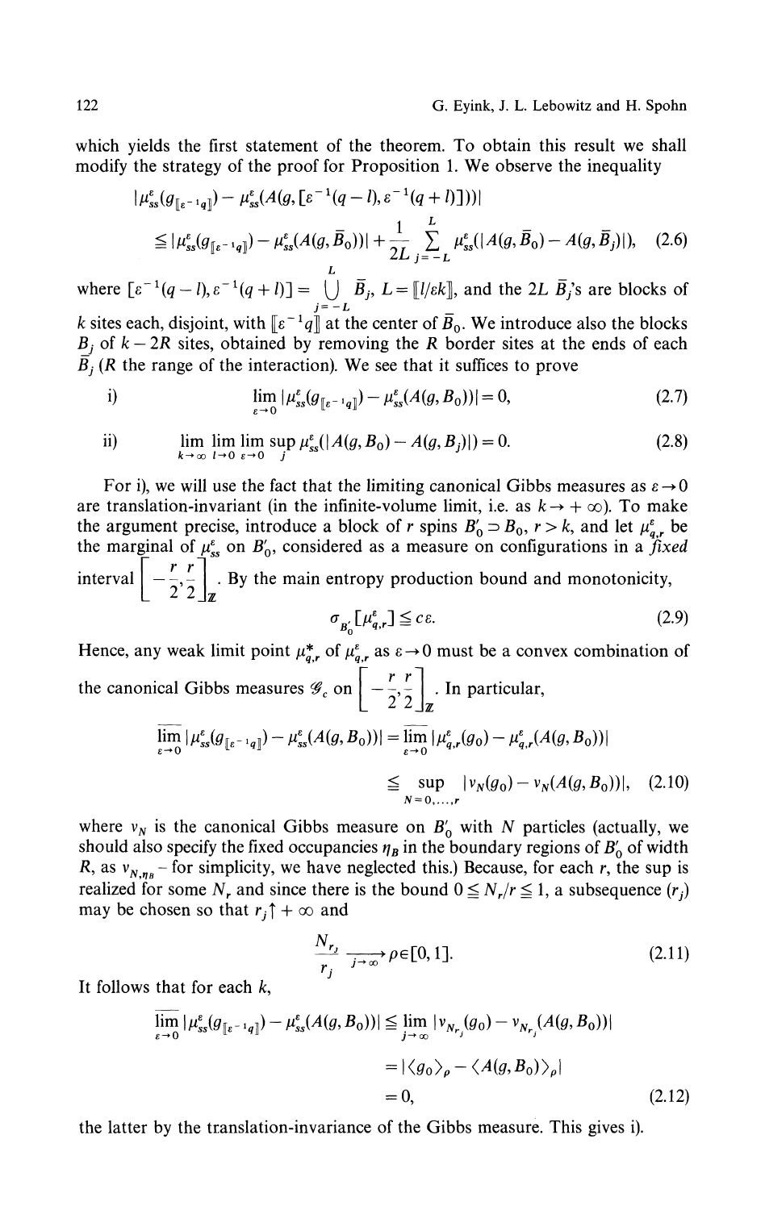which yields the first statement of the theorem. To obtain this result we shall modify the strategy of the proof for Proposition 1. We observe the inequality

$$|\mu_{ss}^{\varepsilon}(g_{[\![\varepsilon^{-1}q]\!]}) - \mu_{ss}^{\varepsilon}(A(g,[\varepsilon^{-1}(q-l),\varepsilon^{-1}(q+l)]))|$$
$$\leqq |\mu_{ss}^{\varepsilon}(g_{[\![\varepsilon^{-1}q]\!]}) - \mu_{ss}^{\varepsilon}(A(g,\bar{B}_0))| + \frac{1}{2L}\sum_{j=-L}^{L}\mu_{ss}^{\varepsilon}(|A(g,\bar{B}_0) - A(g,\bar{B}_j)|), \tag{2.6}$$

where $[\varepsilon^{-1}(q-l),\varepsilon^{-1}(q+l)] = \bigcup_{j=-L}^{L}\bar{B}_j$, $L = [\![l/\varepsilon k]\!]$, and the $2L$ $\bar{B}_j$'s are blocks of $k$ sites each, disjoint, with $[\![\varepsilon^{-1}q]\!]$ at the center of $\bar{B}_0$. We introduce also the blocks $B_j$ of $k-2R$ sites, obtained by removing the $R$ border sites at the ends of each $\bar{B}_j$ ($R$ the range of the interaction). We see that it suffices to prove

i) $$\lim_{\varepsilon\to 0}|\mu_{ss}^{\varepsilon}(g_{[\![\varepsilon^{-1}q]\!]}) - \mu_{ss}^{\varepsilon}(A(g,B_0))| = 0, \tag{2.7}$$

ii) $$\lim_{k\to\infty}\lim_{l\to 0}\lim_{\varepsilon\to 0}\sup_{j}\mu_{ss}^{\varepsilon}(|A(g,B_0) - A(g,B_j)|) = 0. \tag{2.8}$$

For i), we will use the fact that the limiting canonical Gibbs measures as $\varepsilon\to 0$ are translation-invariant (in the infinite-volume limit, i.e. as $k\to+\infty$). To make the argument precise, introduce a block of $r$ spins $B_0'\supset B_0$, $r>k$, and let $\mu_{q,r}^{\varepsilon}$ be the marginal of $\mu_{ss}^{\varepsilon}$ on $B_0'$, considered as a measure on configurations in a *fixed* interval $\left[-\frac{r}{2},\frac{r}{2}\right]_{\mathbb{Z}}$. By the main entropy production bound and monotonicity,

$$\sigma_{B_0'}[\mu_{q,r}^{\varepsilon}] \leqq c\varepsilon. \tag{2.9}$$

Hence, any weak limit point $\mu_{q,r}^{*}$ of $\mu_{q,r}^{\varepsilon}$ as $\varepsilon\to 0$ must be a convex combination of the canonical Gibbs measures $\mathscr{G}_c$ on $\left[-\frac{r}{2},\frac{r}{2}\right]_{\mathbb{Z}}$. In particular,

$$\overline{\lim_{\varepsilon\to 0}}|\mu_{ss}^{\varepsilon}(g_{[\![\varepsilon^{-1}q]\!]}) - \mu_{ss}^{\varepsilon}(A(g,B_0))| = \overline{\lim_{\varepsilon\to 0}}|\mu_{q,r}^{\varepsilon}(g_0) - \mu_{q,r}^{\varepsilon}(A(g,B_0))|$$
$$\leqq \sup_{N=0,\ldots,r}|\nu_N(g_0) - \nu_N(A(g,B_0))|, \tag{2.10}$$

where $\nu_N$ is the canonical Gibbs measure on $B_0'$ with $N$ particles (actually, we should also specify the fixed occupancies $\eta_B$ in the boundary regions of $B_0'$ of width $R$, as $\nu_{N,\eta_B}$ – for simplicity, we have neglected this.) Because, for each $r$, the sup is realized for some $N_r$ and since there is the bound $0\leqq N_r/r\leqq 1$, a subsequence $(r_j)$ may be chosen so that $r_j\uparrow+\infty$ and

$$\frac{N_{r_j}}{r_j}\xrightarrow[j\to\infty]{}\rho\in[0,1]. \tag{2.11}$$

It follows that for each $k$,

$$\overline{\lim_{\varepsilon\to 0}}|\mu_{ss}^{\varepsilon}(g_{[\![\varepsilon^{-1}q]\!]}) - \mu_{ss}^{\varepsilon}(A(g,B_0))| \leqq \lim_{j\to\infty}|\nu_{N_{r_j}}(g_0) - \nu_{N_{r_j}}(A(g,B_0))|$$
$$= |\langle g_0\rangle_\rho - \langle A(g,B_0)\rangle_\rho|$$
$$= 0, \tag{2.12}$$

the latter by the translation-invariance of the Gibbs measure. This gives i).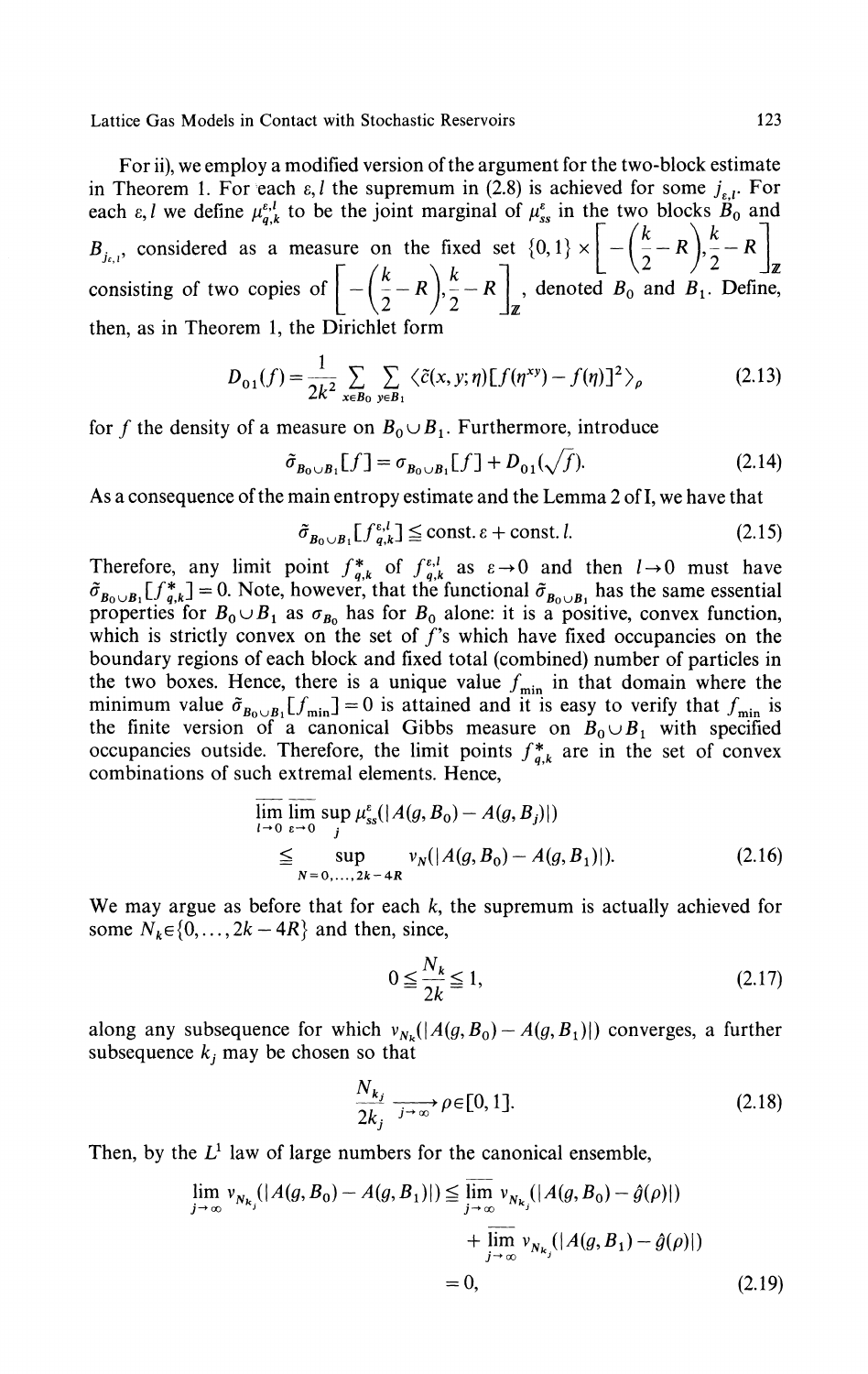For ii), we employ a modified version of the argument for the two-block estimate in Theorem 1. For each $\varepsilon, l$ the supremum in (2.8) is achieved for some $j_{\varepsilon,l}$. For each $\varepsilon, l$ we define $\mu_{q,k}^{\varepsilon,l}$ to be the joint marginal of $\mu_{ss}^{\varepsilon}$ in the two blocks $B_0$ and $B_{j_{\varepsilon,l}}$, considered as a measure on the fixed set $\{0,1\} \times \left[-\left(\frac{k}{2}-R\right), \frac{k}{2}-R\right]_{\mathbb{Z}}$ consisting of two copies of $\left[-\left(\frac{k}{2}-R\right), \frac{k}{2}-R\right]_{\mathbb{Z}}$, denoted $B_0$ and $B_1$. Define, then, as in Theorem 1, the Dirichlet form

$$D_{01}(f) = \frac{1}{2k^2} \sum_{x \in B_0} \sum_{y \in B_1} \langle \tilde{c}(x,y;\eta)[f(\eta^{xy}) - f(\eta)]^2 \rangle_\rho \tag{2.13}$$

for $f$ the density of a measure on $B_0 \cup B_1$. Furthermore, introduce

$$\tilde{\sigma}_{B_0 \cup B_1}[f] = \sigma_{B_0 \cup B_1}[f] + D_{01}(\sqrt{f}). \tag{2.14}$$

As a consequence of the main entropy estimate and the Lemma 2 of I, we have that

$$\tilde{\sigma}_{B_0 \cup B_1}[f_{q,k}^{\varepsilon,l}] \leq \text{const.}\, \varepsilon + \text{const.}\, l. \tag{2.15}$$

Therefore, any limit point $f_{q,k}^*$ of $f_{q,k}^{\varepsilon,l}$ as $\varepsilon \to 0$ and then $l \to 0$ must have $\tilde{\sigma}_{B_0 \cup B_1}[f_{q,k}^*] = 0$. Note, however, that the functional $\tilde{\sigma}_{B_0 \cup B_1}$ has the same essential properties for $B_0 \cup B_1$ as $\sigma_{B_0}$ has for $B_0$ alone: it is a positive, convex function, which is strictly convex on the set of $f$'s which have fixed occupancies on the boundary regions of each block and fixed total (combined) number of particles in the two boxes. Hence, there is a unique value $f_{\min}$ in that domain where the minimum value $\tilde{\sigma}_{B_0 \cup B_1}[f_{\min}] = 0$ is attained and it is easy to verify that $f_{\min}$ is the finite version of a canonical Gibbs measure on $B_0 \cup B_1$ with specified occupancies outside. Therefore, the limit points $f_{q,k}^*$ are in the set of convex combinations of such extremal elements. Hence,

$$\begin{aligned}\overline{\lim_{l \to 0}}\, \overline{\lim_{\varepsilon \to 0}} \sup_j \mu_{ss}^{\varepsilon}(|A(g,B_0) - A(g,B_j)|) \\ \leq \sup_{N=0,\dots,2k-4R} \nu_N(|A(g,B_0) - A(g,B_1)|).\end{aligned} \tag{2.16}$$

We may argue as before that for each $k$, the supremum is actually achieved for some $N_k \in \{0, \dots, 2k-4R\}$ and then, since,

$$0 \leq \frac{N_k}{2k} \leq 1, \tag{2.17}$$

along any subsequence for which $\nu_{N_k}(|A(g,B_0) - A(g,B_1)|)$ converges, a further subsequence $k_j$ may be chosen so that

$$\frac{N_{k_j}}{2k_j} \xrightarrow[j \to \infty]{} \rho \in [0,1]. \tag{2.18}$$

Then, by the $L^1$ law of large numbers for the canonical ensemble,

$$\begin{aligned}\lim_{j \to \infty} \nu_{N_{k_j}}(|A(g,B_0) - A(g,B_1)|) &\leq \overline{\lim_{j \to \infty}}\, \nu_{N_{k_j}}(|A(g,B_0) - \hat{g}(\rho)|) \\ &\quad + \overline{\lim_{j \to \infty}}\, \nu_{N_{k_j}}(|A(g,B_1) - \hat{g}(\rho)|) \\ &= 0,\end{aligned} \tag{2.19}$$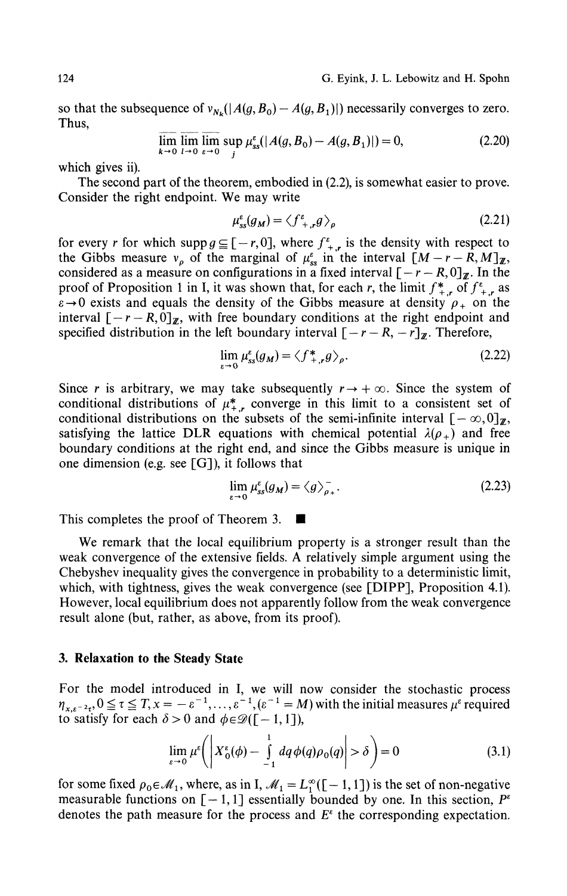so that the subsequence of $\nu_{N_k}(|A(g, B_0) - A(g, B_1)|)$ necessarily converges to zero. Thus,

$$\overline{\lim_{k\to 0}}\ \overline{\lim_{l\to 0}}\ \overline{\lim_{\varepsilon\to 0}}\ \sup_j \mu_{ss}^\varepsilon(|A(g, B_0) - A(g, B_1)|) = 0, \tag{2.20}$$

which gives ii).

The second part of the theorem, embodied in (2.2), is somewhat easier to prove. Consider the right endpoint. We may write

$$\mu_{ss}^\varepsilon(g_M) = \langle f_{+,r}^\varepsilon g\rangle_\rho \tag{2.21}$$

for every $r$ for which $\operatorname{supp} g \subseteq [-r, 0]$, where $f_{+,r}^\varepsilon$ is the density with respect to the Gibbs measure $\nu_\rho$ of the marginal of $\mu_{ss}^\varepsilon$ in the interval $[M-r-R, M]_{\mathbb{Z}}$, considered as a measure on configurations in a fixed interval $[-r-R, 0]_{\mathbb{Z}}$. In the proof of Proposition 1 in I, it was shown that, for each $r$, the limit $f_{+,r}^*$ of $f_{+,r}^\varepsilon$ as $\varepsilon \to 0$ exists and equals the density of the Gibbs measure at density $\rho_+$ on the interval $[-r-R, 0]_{\mathbb{Z}}$, with free boundary conditions at the right endpoint and specified distribution in the left boundary interval $[-r-R, -r]_{\mathbb{Z}}$. Therefore,

$$\lim_{\varepsilon\to 0} \mu_{ss}^\varepsilon(g_M) = \langle f_{+,r}^* g\rangle_\rho. \tag{2.22}$$

Since $r$ is arbitrary, we may take subsequently $r \to +\infty$. Since the system of conditional distributions of $\mu_{+,r}^*$ converge in this limit to a consistent set of conditional distributions on the subsets of the semi-infinite interval $[-\infty, 0]_{\mathbb{Z}}$, satisfying the lattice DLR equations with chemical potential $\lambda(\rho_+)$ and free boundary conditions at the right end, and since the Gibbs measure is unique in one dimension (e.g. see [G]), it follows that

$$\lim_{\varepsilon\to 0} \mu_{ss}^\varepsilon(g_M) = \langle g\rangle_{\rho_+}^-. \tag{2.23}$$

This completes the proof of Theorem 3. ∎

We remark that the local equilibrium property is a stronger result than the weak convergence of the extensive fields. A relatively simple argument using the Chebyshev inequality gives the convergence in probability to a deterministic limit, which, with tightness, gives the weak convergence (see [DIPP], Proposition 4.1). However, local equilibrium does not apparently follow from the weak convergence result alone (but, rather, as above, from its proof).

## 3. Relaxation to the Steady State

For the model introduced in I, we will now consider the stochastic process $\eta_{x,\varepsilon^{-2}\tau}, 0 \leq \tau \leq T, x = -\varepsilon^{-1}, \ldots, \varepsilon^{-1}, (\varepsilon^{-1} = M)$ with the initial measures $\mu^\varepsilon$ required to satisfy for each $\delta > 0$ and $\phi \in \mathscr{D}([-1, 1])$,

$$\lim_{\varepsilon\to 0} \mu^\varepsilon\left(\left|X_0^\varepsilon(\phi) - \int_{-1}^{1} dq\,\phi(q)\rho_0(q)\right| > \delta\right) = 0 \tag{3.1}$$

for some fixed $\rho_0 \in \mathscr{M}_1$, where, as in I, $\mathscr{M}_1 = L_1^\infty([-1, 1])$ is the set of non-negative measurable functions on $[-1, 1]$ essentially bounded by one. In this section, $P^\varepsilon$ denotes the path measure for the process and $E^\varepsilon$ the corresponding expectation.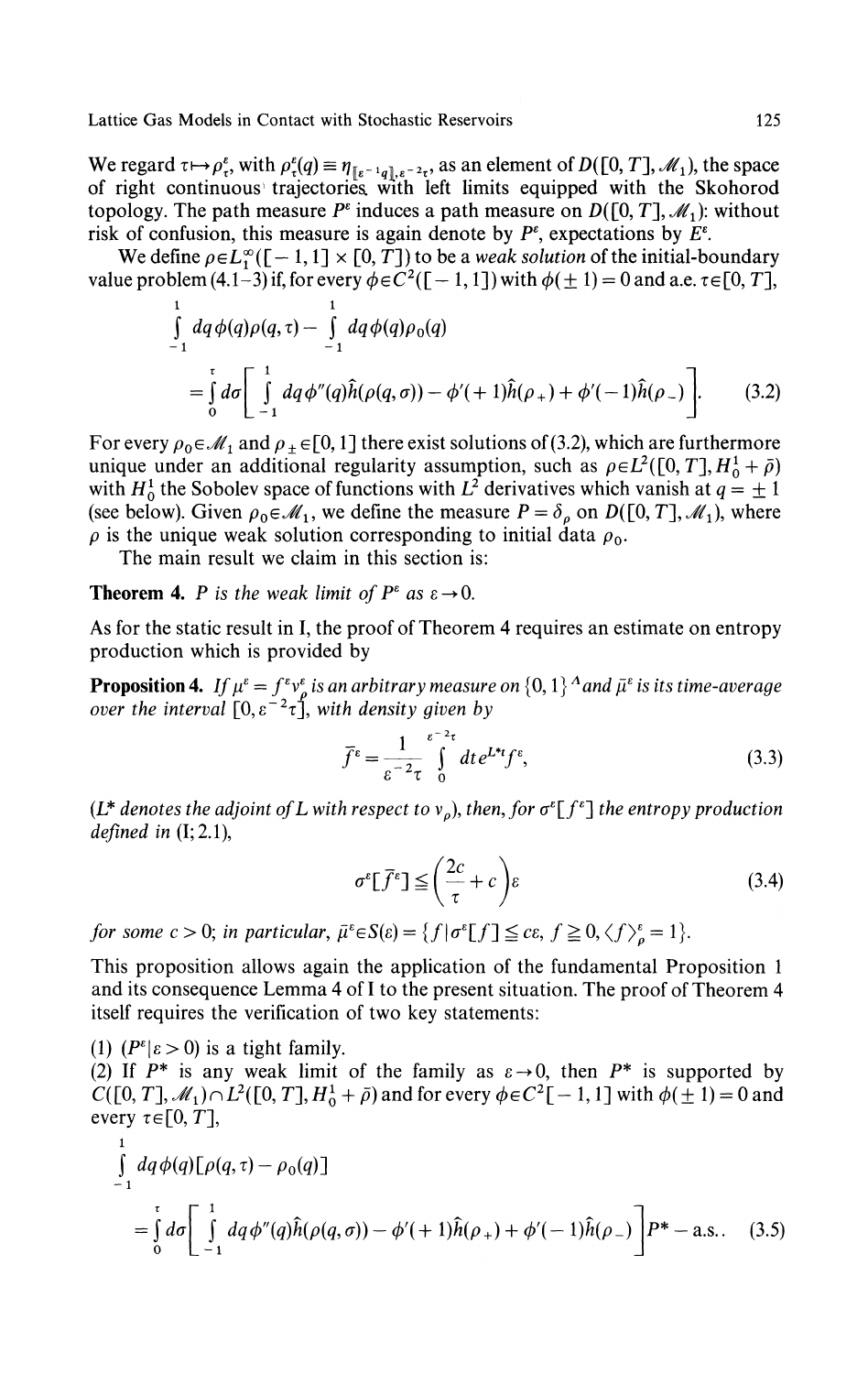We regard $\tau \mapsto \rho_\tau^\varepsilon$, with $\rho_\tau^\varepsilon(q) \equiv \eta_{[\![\varepsilon^{-1}q]\!],\varepsilon^{-2}\tau}$, as an element of $D([0,T],\mathcal{M}_1)$, the space of right continuous trajectories with left limits equipped with the Skohorod topology. The path measure $P^\varepsilon$ induces a path measure on $D([0,T],\mathcal{M}_1)$: without risk of confusion, this measure is again denote by $P^\varepsilon$, expectations by $E^\varepsilon$.

We define $\rho \in L_1^\infty([-1,1]\times[0,T])$ to be a *weak solution* of the initial-boundary value problem (4.1–3) if, for every $\phi \in C^2([-1,1])$ with $\phi(\pm 1) = 0$ and a.e. $\tau \in [0,T]$,

$$\int_{-1}^{1} dq\,\phi(q)\rho(q,\tau) - \int_{-1}^{1} dq\,\phi(q)\rho_0(q)$$
$$= \int_0^\tau d\sigma \left[\int_{-1}^{1} dq\,\phi''(q)\hat{h}(\rho(q,\sigma)) - \phi'(+1)\hat{h}(\rho_+) + \phi'(-1)\hat{h}(\rho_-)\right]. \tag{3.2}$$

For every $\rho_0 \in \mathcal{M}_1$ and $\rho_\pm \in [0,1]$ there exist solutions of (3.2), which are furthermore unique under an additional regularity assumption, such as $\rho \in L^2([0,T], H_0^1 + \bar{\rho})$ with $H_0^1$ the Sobolev space of functions with $L^2$ derivatives which vanish at $q = \pm 1$ (see below). Given $\rho_0 \in \mathcal{M}_1$, we define the measure $P = \delta_\rho$ on $D([0,T],\mathcal{M}_1)$, where $\rho$ is the unique weak solution corresponding to initial data $\rho_0$.

The main result we claim in this section is:

**Theorem 4.** *$P$ is the weak limit of $P^\varepsilon$ as $\varepsilon \to 0$.*

As for the static result in I, the proof of Theorem 4 requires an estimate on entropy production which is provided by

**Proposition 4.** *If $\mu^\varepsilon = f^\varepsilon v_\rho^\varepsilon$ is an arbitrary measure on $\{0,1\}^\Lambda$ and $\bar{\mu}^\varepsilon$ is its time-average over the interval $[0,\varepsilon^{-2}\tau]$, with density given by*

$$\bar{f}^\varepsilon = \frac{1}{\varepsilon^{-2}\tau}\int_0^{\varepsilon^{-2}\tau} dt\, e^{L^*t} f^\varepsilon, \tag{3.3}$$

*($L^*$ denotes the adjoint of $L$ with respect to $v_\rho$), then, for $\sigma^\varepsilon[f^\varepsilon]$ the entropy production defined in* (I; 2.1),

$$\sigma^\varepsilon[\bar{f}^\varepsilon] \leq \left(\frac{2c}{\tau} + c\right)\varepsilon \tag{3.4}$$

*for some $c > 0$; in particular, $\bar{\mu}^\varepsilon \in S(\varepsilon) = \{f \mid \sigma^\varepsilon[f] \leq c\varepsilon,\ f \geq 0,\ \langle f\rangle_\rho^\varepsilon = 1\}$.*

This proposition allows again the application of the fundamental Proposition 1 and its consequence Lemma 4 of I to the present situation. The proof of Theorem 4 itself requires the verification of two key statements:

(1) $(P^\varepsilon \mid \varepsilon > 0)$ is a tight family.

(2) If $P^*$ is any weak limit of the family as $\varepsilon \to 0$, then $P^*$ is supported by $C([0,T],\mathcal{M}_1) \cap L^2([0,T], H_0^1 + \bar{\rho})$ and for every $\phi \in C^2[-1,1]$ with $\phi(\pm 1) = 0$ and every $\tau \in [0,T]$,

$$\int_{-1}^{1} dq\,\phi(q)[\rho(q,\tau) - \rho_0(q)]$$
$$= \int_0^\tau d\sigma \left[\int_{-1}^{1} dq\,\phi''(q)\hat{h}(\rho(q,\sigma)) - \phi'(+1)\hat{h}(\rho_+) + \phi'(-1)\hat{h}(\rho_-)\right] P^* - \text{a.s.}. \tag{3.5}$$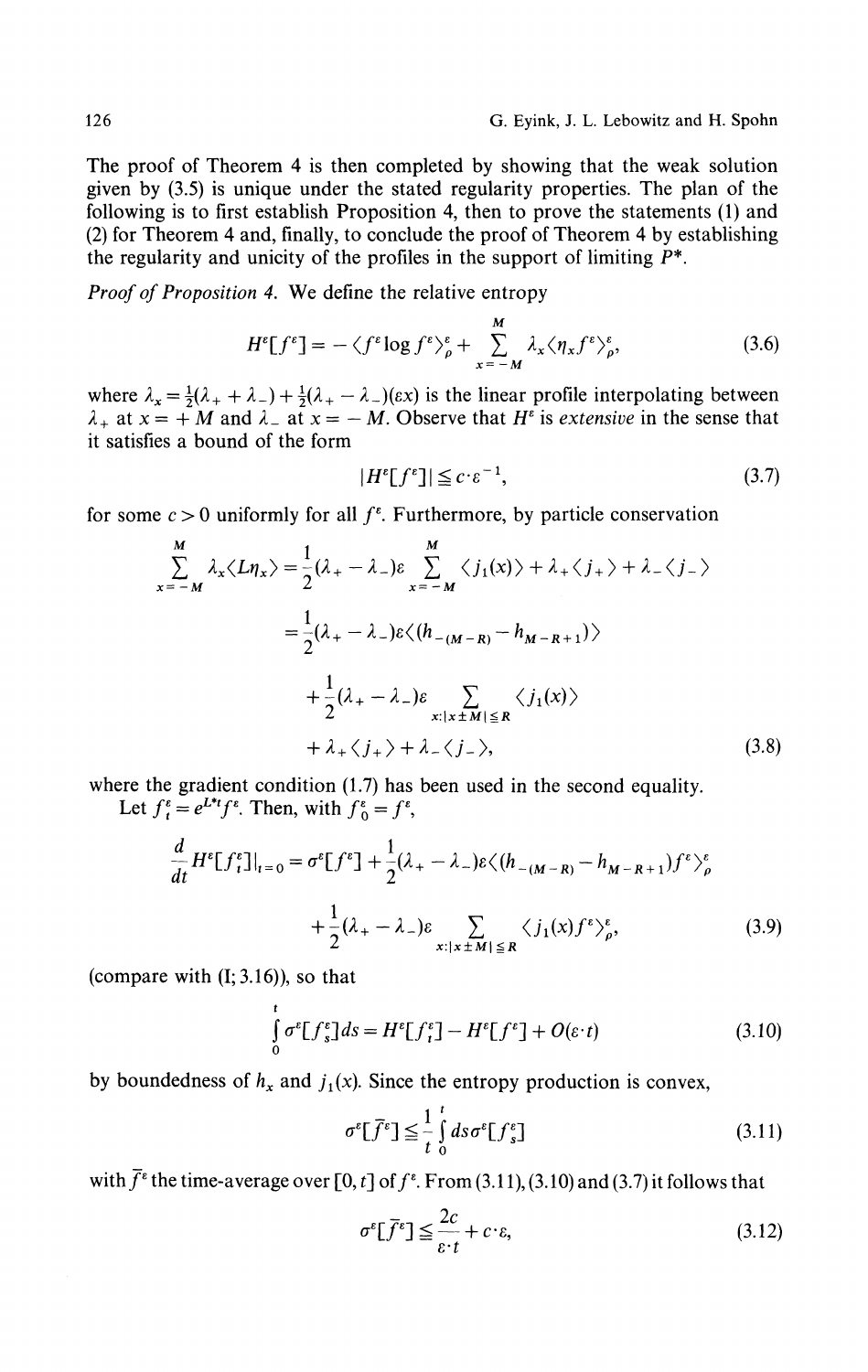The proof of Theorem 4 is then completed by showing that the weak solution given by (3.5) is unique under the stated regularity properties. The plan of the following is to first establish Proposition 4, then to prove the statements (1) and (2) for Theorem 4 and, finally, to conclude the proof of Theorem 4 by establishing the regularity and unicity of the profiles in the support of limiting $P^*$.

*Proof of Proposition 4.* We define the relative entropy

$$H^\varepsilon[f^\varepsilon] = -\langle f^\varepsilon \log f^\varepsilon \rangle_\rho^\varepsilon + \sum_{x=-M}^{M} \lambda_x \langle \eta_x f^\varepsilon \rangle_\rho^\varepsilon, \tag{3.6}$$

where $\lambda_x = \frac{1}{2}(\lambda_+ + \lambda_-) + \frac{1}{2}(\lambda_+ - \lambda_-)(\varepsilon x)$ is the linear profile interpolating between $\lambda_+$ at $x = +M$ and $\lambda_-$ at $x = -M$. Observe that $H^\varepsilon$ is *extensive* in the sense that it satisfies a bound of the form

$$|H^\varepsilon[f^\varepsilon]| \leq c \cdot \varepsilon^{-1}, \tag{3.7}$$

for some $c > 0$ uniformly for all $f^\varepsilon$. Furthermore, by particle conservation

$$\begin{aligned}
\sum_{x=-M}^{M} \lambda_x \langle L\eta_x \rangle &= \frac{1}{2}(\lambda_+ - \lambda_-)\varepsilon \sum_{x=-M}^{M} \langle j_1(x) \rangle + \lambda_+ \langle j_+ \rangle + \lambda_- \langle j_- \rangle \\
&= \frac{1}{2}(\lambda_+ - \lambda_-)\varepsilon \langle (h_{-(M-R)} - h_{M-R+1}) \rangle \\
&\quad + \frac{1}{2}(\lambda_+ - \lambda_-)\varepsilon \sum_{x:|x \pm M| \leq R} \langle j_1(x) \rangle \\
&\quad + \lambda_+ \langle j_+ \rangle + \lambda_- \langle j_- \rangle,
\end{aligned} \tag{3.8}$$

where the gradient condition (1.7) has been used in the second equality.

Let $f_t^\varepsilon = e^{L^* t} f^\varepsilon$. Then, with $f_0^\varepsilon = f^\varepsilon$,

$$\begin{aligned}
\frac{d}{dt} H^\varepsilon[f_t^\varepsilon]|_{t=0} &= \sigma^\varepsilon[f^\varepsilon] + \frac{1}{2}(\lambda_+ - \lambda_-)\varepsilon \langle (h_{-(M-R)} - h_{M-R+1}) f^\varepsilon \rangle_\rho^\varepsilon \\
&\quad + \frac{1}{2}(\lambda_+ - \lambda_-)\varepsilon \sum_{x:|x \pm M| \leq R} \langle j_1(x) f^\varepsilon \rangle_\rho^\varepsilon,
\end{aligned} \tag{3.9}$$

(compare with (I; 3.16)), so that

$$\int_0^t \sigma^\varepsilon[f_s^\varepsilon] ds = H^\varepsilon[f_t^\varepsilon] - H^\varepsilon[f^\varepsilon] + O(\varepsilon \cdot t) \tag{3.10}$$

by boundedness of $h_x$ and $j_1(x)$. Since the entropy production is convex,

$$\sigma^\varepsilon[\bar{f}^\varepsilon] \leq \frac{1}{t} \int_0^t ds \, \sigma^\varepsilon[f_s^\varepsilon] \tag{3.11}$$

with $\bar{f}^\varepsilon$ the time-average over $[0, t]$ of $f^\varepsilon$. From (3.11), (3.10) and (3.7) it follows that

$$\sigma^\varepsilon[\bar{f}^\varepsilon] \leq \frac{2c}{\varepsilon \cdot t} + c \cdot \varepsilon, \tag{3.12}$$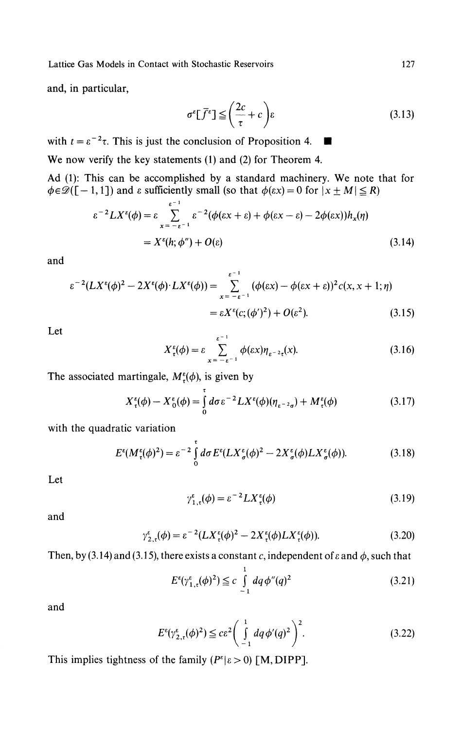and, in particular,

$$\sigma^\varepsilon[\bar{f}^\varepsilon] \leqq \left(\frac{2c}{\tau} + c\right)\varepsilon \tag{3.13}$$

with $t = \varepsilon^{-2}\tau$. This is just the conclusion of Proposition 4. ■

We now verify the key statements (1) and (2) for Theorem 4.

Ad (1): This can be accomplished by a standard machinery. We note that for $\phi \in \mathscr{D}([-1,1])$ and $\varepsilon$ sufficiently small (so that $\phi(\varepsilon x) = 0$ for $|x \pm M| \leqq R$)

$$\begin{aligned}\varepsilon^{-2} L X^\varepsilon(\phi) &= \varepsilon \sum_{x=-\varepsilon^{-1}}^{\varepsilon^{-1}} \varepsilon^{-2}(\phi(\varepsilon x + \varepsilon) + \phi(\varepsilon x - \varepsilon) - 2\phi(\varepsilon x)) h_x(\eta) \\ &= X^\varepsilon(h; \phi'') + O(\varepsilon)\end{aligned} \tag{3.14}$$

and

$$\begin{aligned}\varepsilon^{-2}(L X^\varepsilon(\phi)^2 - 2X^\varepsilon(\phi) \cdot L X^\varepsilon(\phi)) &= \sum_{x=-\varepsilon^{-1}}^{\varepsilon^{-1}} (\phi(\varepsilon x) - \phi(\varepsilon x + \varepsilon))^2 c(x, x+1; \eta) \\ &= \varepsilon X^\varepsilon(c; (\phi')^2) + O(\varepsilon^2).\end{aligned} \tag{3.15}$$

Let

$$X_\tau^\varepsilon(\phi) = \varepsilon \sum_{x=-\varepsilon^{-1}}^{\varepsilon^{-1}} \phi(\varepsilon x) \eta_{\varepsilon^{-2}\tau}(x). \tag{3.16}$$

The associated martingale, $M_\tau^\varepsilon(\phi)$, is given by

$$X_\tau^\varepsilon(\phi) - X_0^\varepsilon(\phi) = \int_0^\tau d\sigma \varepsilon^{-2} L X^\varepsilon(\phi)(\eta_{\varepsilon^{-2}\sigma}) + M_\tau^\varepsilon(\phi) \tag{3.17}$$

with the quadratic variation

$$E^\varepsilon(M_\tau^\varepsilon(\phi)^2) = \varepsilon^{-2} \int_0^\tau d\sigma E^\varepsilon(L X_\sigma^\varepsilon(\phi)^2 - 2X_\sigma^\varepsilon(\phi) L X_\sigma^\varepsilon(\phi)). \tag{3.18}$$

Let

$$\gamma_{1,\tau}^\varepsilon(\phi) = \varepsilon^{-2} L X_\tau^\varepsilon(\phi) \tag{3.19}$$

and

$$\gamma_{2,\tau}^\varepsilon(\phi) = \varepsilon^{-2}(L X_\tau^\varepsilon(\phi)^2 - 2X_\tau^\varepsilon(\phi) L X_\tau^\varepsilon(\phi)). \tag{3.20}$$

Then, by (3.14) and (3.15), there exists a constant $c$, independent of $\varepsilon$ and $\phi$, such that

$$E^\varepsilon(\gamma_{1,\tau}^\varepsilon(\phi)^2) \leqq c \int_{-1}^{1} dq \phi''(q)^2 \tag{3.21}$$

and

$$E^\varepsilon(\gamma_{2,\tau}^\varepsilon(\phi)^2) \leqq c\varepsilon^2 \left(\int_{-1}^{1} dq \phi'(q)^2\right)^2. \tag{3.22}$$

This implies tightness of the family $(P^\varepsilon | \varepsilon > 0)$ [M, DIPP].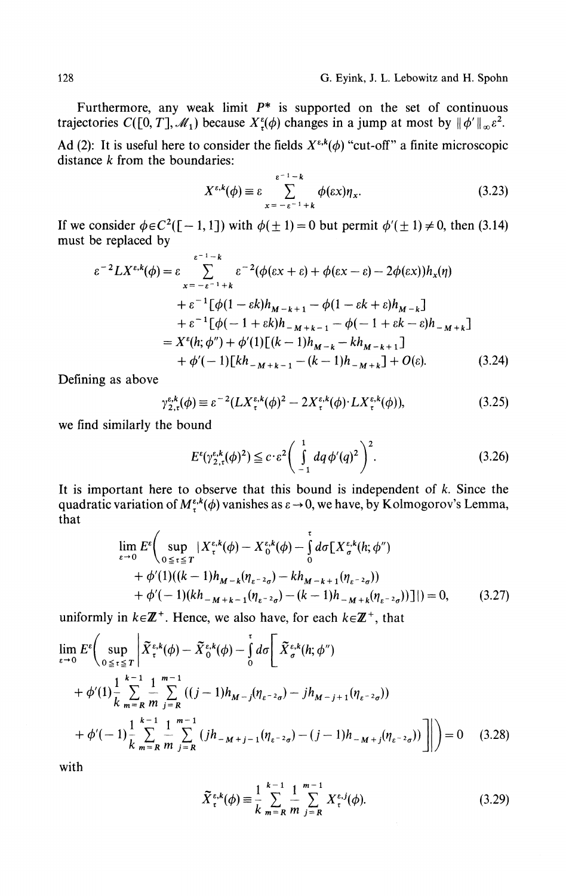Furthermore, any weak limit $P^*$ is supported on the set of continuous trajectories $C([0,T],\mathcal{M}_1)$ because $X^\varepsilon_\tau(\phi)$ changes in a jump at most by $\|\phi'\|_\infty\varepsilon^2$.

Ad (2): It is useful here to consider the fields $X^{\varepsilon,k}(\phi)$ "cut-off" a finite microscopic distance $k$ from the boundaries:

$$X^{\varepsilon,k}(\phi) \equiv \varepsilon \sum_{x=-\varepsilon^{-1}+k}^{\varepsilon^{-1}-k} \phi(\varepsilon x)\eta_x. \tag{3.23}$$

If we consider $\phi \in C^2([-1,1])$ with $\phi(\pm 1)=0$ but permit $\phi'(\pm 1)\neq 0$, then (3.14) must be replaced by

$$\begin{aligned}
\varepsilon^{-2}LX^{\varepsilon,k}(\phi) &= \varepsilon \sum_{x=-\varepsilon^{-1}+k}^{\varepsilon^{-1}-k} \varepsilon^{-2}(\phi(\varepsilon x+\varepsilon)+\phi(\varepsilon x-\varepsilon)-2\phi(\varepsilon x))h_x(\eta) \\
&\quad + \varepsilon^{-1}[\phi(1-\varepsilon k)h_{M-k+1} - \phi(1-\varepsilon k+\varepsilon)h_{M-k}] \\
&\quad + \varepsilon^{-1}[\phi(-1+\varepsilon k)h_{-M+k-1} - \phi(-1+\varepsilon k-\varepsilon)h_{-M+k}] \\
&= X^\varepsilon(h;\phi'') + \phi'(1)[(k-1)h_{M-k} - kh_{M-k+1}] \\
&\quad + \phi'(-1)[kh_{-M+k-1} - (k-1)h_{-M+k}] + O(\varepsilon).
\end{aligned} \tag{3.24}$$

Defining as above

$$\gamma^{\varepsilon,k}_{2,\tau}(\phi) \equiv \varepsilon^{-2}(LX^{\varepsilon,k}_\tau(\phi)^2 - 2X^{\varepsilon,k}_\tau(\phi)\cdot LX^{\varepsilon,k}_\tau(\phi)), \tag{3.25}$$

we find similarly the bound

$$E^\varepsilon(\gamma^{\varepsilon,k}_{2,\tau}(\phi)^2) \leq c\cdot\varepsilon^2\left(\int_{-1}^{1} dq\,\phi'(q)^2\right)^2. \tag{3.26}$$

It is important here to observe that this bound is independent of $k$. Since the quadratic variation of $M^{\varepsilon,k}_\tau(\phi)$ vanishes as $\varepsilon\to 0$, we have, by Kolmogorov's Lemma, that

$$\begin{aligned}
\lim_{\varepsilon\to 0} E^\varepsilon\Bigg(\sup_{0\leq\tau\leq T} \Big| &X^{\varepsilon,k}_\tau(\phi) - X^{\varepsilon,k}_0(\phi) - \int_0^\tau d\sigma[X^{\varepsilon,k}_\sigma(h;\phi'') \\
&+ \phi'(1)((k-1)h_{M-k}(\eta_{\varepsilon^{-2}\sigma}) - kh_{M-k+1}(\eta_{\varepsilon^{-2}\sigma})) \\
&+ \phi'(-1)(kh_{-M+k-1}(\eta_{\varepsilon^{-2}\sigma}) - (k-1)h_{-M+k}(\eta_{\varepsilon^{-2}\sigma}))]\Big|\Bigg) = 0,
\end{aligned} \tag{3.27}$$

uniformly in $k \in \mathbb{Z}^+$. Hence, we also have, for each $k\in\mathbb{Z}^+$, that

$$\begin{aligned}
\lim_{\varepsilon\to 0} E^\varepsilon\Bigg(\sup_{0\leq\tau\leq T}\Bigg| &\tilde{X}^{\varepsilon,k}_\tau(\phi) - \tilde{X}^{\varepsilon,k}_0(\phi) - \int_0^\tau d\sigma\Bigg[\tilde{X}^{\varepsilon,k}_\sigma(h;\phi'') \\
&+ \phi'(1)\frac{1}{k}\sum_{m=R}^{k-1}\frac{1}{m}\sum_{j=R}^{m-1}((j-1)h_{M-j}(\eta_{\varepsilon^{-2}\sigma}) - jh_{M-j+1}(\eta_{\varepsilon^{-2}\sigma})) \\
&+ \phi'(-1)\frac{1}{k}\sum_{m=R}^{k-1}\frac{1}{m}\sum_{j=R}^{m-1}(jh_{-M+j-1}(\eta_{\varepsilon^{-2}\sigma}) - (j-1)h_{-M+j}(\eta_{\varepsilon^{-2}\sigma}))\Bigg]\Bigg|\Bigg) = 0
\end{aligned} \tag{3.28}$$

with

$$\tilde{X}^{\varepsilon,k}_\tau(\phi) \equiv \frac{1}{k}\sum_{m=R}^{k-1}\frac{1}{m}\sum_{j=R}^{m-1} X^{\varepsilon,j}_\tau(\phi). \tag{3.29}$$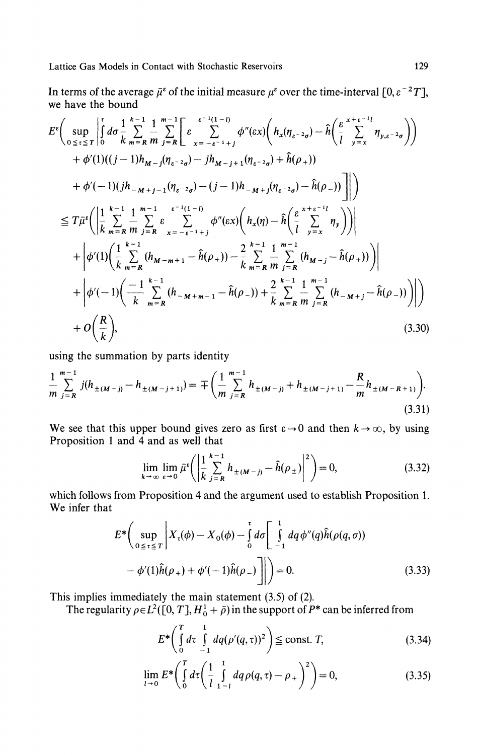In terms of the average $\bar{\mu}^\varepsilon$ of the initial measure $\mu^\varepsilon$ over the time-interval $[0, \varepsilon^{-2}T]$, we have the bound

$$
\begin{aligned}
E^\varepsilon\Bigg( \sup_{0\le\tau\le T} \Bigg| \int_0^\tau d\sigma \frac{1}{k}\sum_{m=R}^{k-1}\frac{1}{m}\sum_{j=R}^{m-1}\Bigg[ \varepsilon \sum_{x=-\varepsilon^{-1}+j}^{\varepsilon^{-1}(1-l)} \phi''(\varepsilon x)\Bigg( h_x(\eta_{\varepsilon^{-2}\sigma}) - \hat{h}\Bigg(\frac{\varepsilon}{l}\sum_{y=x}^{x+\varepsilon^{-1}l}\eta_{y,\varepsilon^{-2}\sigma}\Bigg)\Bigg) \\
+ \phi'(1)((j-1)h_{M-j}(\eta_{\varepsilon^{-2}\sigma}) - jh_{M-j+1}(\eta_{\varepsilon^{-2}\sigma}) + \hat{h}(\rho_+)) \\
+ \phi'(-1)(jh_{-M+j-1}(\eta_{\varepsilon^{-2}\sigma}) - (j-1)h_{-M+j}(\eta_{\varepsilon^{-2}\sigma}) - \hat{h}(\rho_-))\Bigg]\Bigg|\Bigg) \\
\le T\bar{\mu}^\varepsilon\Bigg(\Bigg|\frac{1}{k}\sum_{m=R}^{k-1}\frac{1}{m}\sum_{j=R}^{m-1}\varepsilon\sum_{x=-\varepsilon^{-1}+j}^{\varepsilon^{-1}(1-l)}\phi''(\varepsilon x)\Bigg(h_x(\eta) - \hat{h}\Bigg(\frac{\varepsilon}{l}\sum_{y=x}^{x+\varepsilon^{-1}l}\eta_y\Bigg)\Bigg)\Bigg| \\
+ \Bigg|\phi'(1)\Bigg(\frac{1}{k}\sum_{m=R}^{k-1}(h_{M-m+1} - \hat{h}(\rho_+)) - \frac{2}{k}\sum_{m=R}^{k-1}\frac{1}{m}\sum_{j=R}^{m-1}(h_{M-j} - \hat{h}(\rho_+))\Bigg)\Bigg| \\
+ \Bigg|\phi'(-1)\Bigg(\frac{-1}{k}\sum_{m=R}^{k-1}(h_{-M+m-1} - \hat{h}(\rho_-)) + \frac{2}{k}\sum_{m=R}^{k-1}\frac{1}{m}\sum_{j=R}^{m-1}(h_{-M+j} - \hat{h}(\rho_-))\Bigg)\Bigg|\Bigg) \\
+ O\Bigg(\frac{R}{k}\Bigg),
\end{aligned}
\tag{3.30}
$$

using the summation by parts identity

$$
\frac{1}{m}\sum_{j=R}^{m-1} j(h_{\pm(M-j)} - h_{\pm(M-j+1)}) = \mp\Bigg(\frac{1}{m}\sum_{j=R}^{m-1} h_{\pm(M-j)} + h_{\pm(M-j+1)} - \frac{R}{m}h_{\pm(M-R+1)}\Bigg).
\tag{3.31}
$$

We see that this upper bound gives zero as first $\varepsilon\to 0$ and then $k\to\infty$, by using Proposition 1 and 4 and as well that

$$
\lim_{k\to\infty}\lim_{\varepsilon\to 0}\bar{\mu}^\varepsilon\Bigg(\Bigg|\frac{1}{k}\sum_{j=R}^{k-1} h_{\pm(M-j)} - \hat{h}(\rho_\pm)\Bigg|^2\Bigg) = 0,
\tag{3.32}
$$

which follows from Proposition 4 and the argument used to establish Proposition 1. We infer that

$$
\begin{aligned}
E^*\Bigg(\sup_{0\le\tau\le T}\Bigg| X_\tau(\phi) - X_0(\phi) - \int_0^\tau d\sigma\Bigg[\int_{-1}^{1} dq\,\phi''(q)\hat{h}(\rho(q,\sigma)) \\
- \phi'(1)\hat{h}(\rho_+) + \phi'(-1)\hat{h}(\rho_-)\Bigg]\Bigg|\Bigg) = 0.
\end{aligned}
\tag{3.33}
$$

This implies immediately the main statement (3.5) of (2).

The regularity $\rho\in L^2([0,T], H_0^1 + \bar{\rho})$ in the support of $P^*$ can be inferred from

$$
E^*\Bigg(\int_0^T d\tau \int_{-1}^{1} dq(\rho'(q,\tau))^2\Bigg) \le \text{const.}\ T,
\tag{3.34}
$$

$$
\lim_{l\to 0} E^*\Bigg(\int_0^T d\tau\Bigg(\frac{1}{l}\int_{1-l}^{1} dq\,\rho(q,\tau) - \rho_+\Bigg)^2\Bigg) = 0,
\tag{3.35}
$$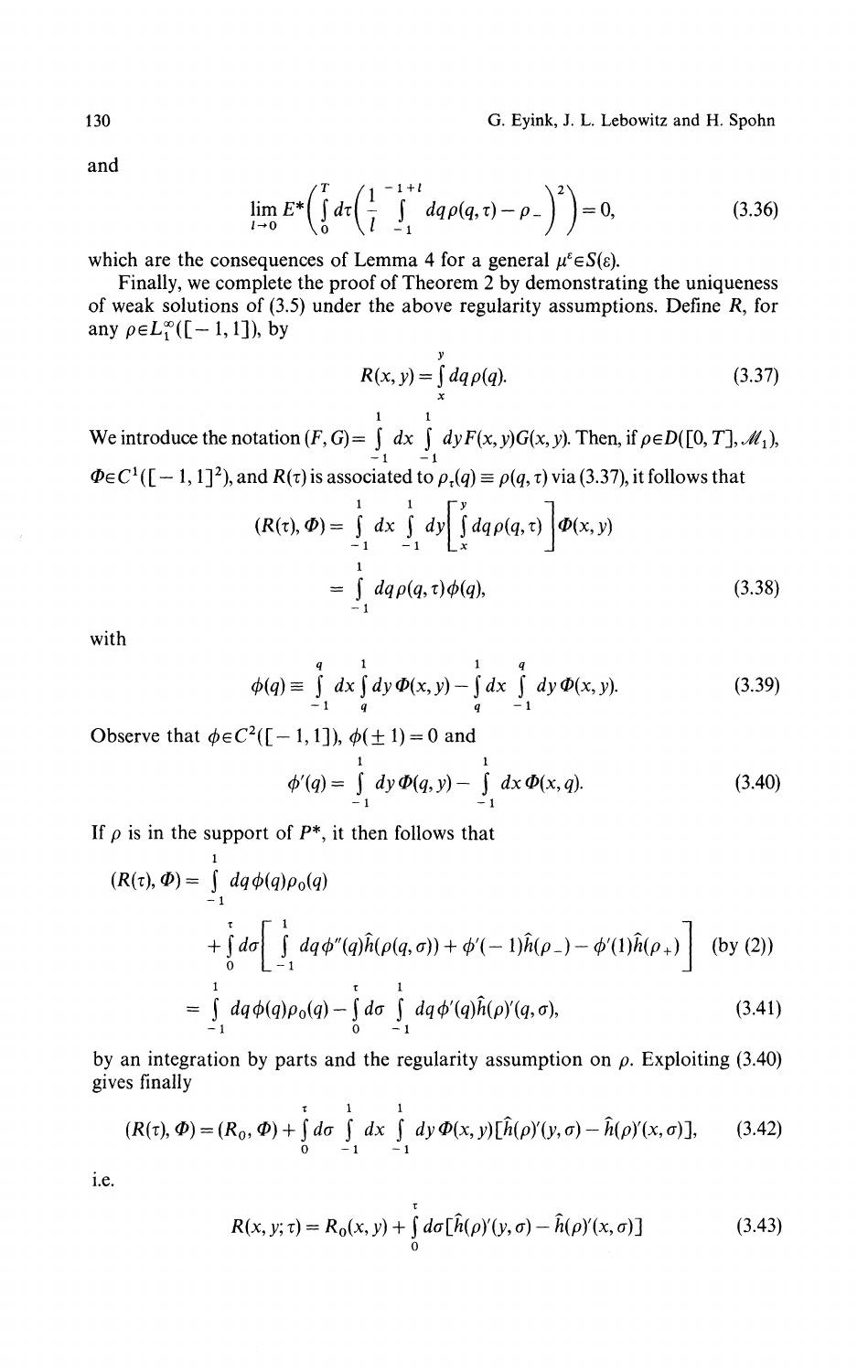and

$$\lim_{l\to 0} E^*\left(\int_0^T d\tau\left(\frac{1}{l}\int_{-1}^{-1+l} dq\rho(q,\tau)-\rho_-\right)^2\right)=0, \tag{3.36}$$

which are the consequences of Lemma 4 for a general $\mu^\varepsilon \in S(\varepsilon)$.

Finally, we complete the proof of Theorem 2 by demonstrating the uniqueness of weak solutions of (3.5) under the above regularity assumptions. Define $R$, for any $\rho \in L_1^\infty([-1,1])$, by

$$R(x,y)=\int_x^y dq\rho(q). \tag{3.37}$$

We introduce the notation $(F,G)=\int_{-1}^{1} dx \int_{-1}^{1} dy F(x,y)G(x,y)$. Then, if $\rho \in D([0,T],\mathcal{M}_1)$, $\Phi \in C^1([-1,1]^2)$, and $R(\tau)$ is associated to $\rho_\tau(q)\equiv \rho(q,\tau)$ via (3.37), it follows that

$$\begin{aligned}(R(\tau),\Phi) &= \int_{-1}^{1} dx \int_{-1}^{1} dy\left[\int_x^y dq\rho(q,\tau)\right]\Phi(x,y)\\ &= \int_{-1}^{1} dq\rho(q,\tau)\phi(q),\end{aligned} \tag{3.38}$$

with

$$\phi(q)\equiv \int_{-1}^{q} dx\int_q^1 dy\,\Phi(x,y)-\int_q^1 dx\int_{-1}^{q} dy\,\Phi(x,y). \tag{3.39}$$

Observe that $\phi \in C^2([-1,1])$, $\phi(\pm 1)=0$ and

$$\phi'(q)=\int_{-1}^{1} dy\,\Phi(q,y)-\int_{-1}^{1} dx\,\Phi(x,q). \tag{3.40}$$

If $\rho$ is in the support of $P^*$, it then follows that

$$\begin{aligned}(R(\tau),\Phi) &= \int_{-1}^{1} dq\phi(q)\rho_0(q)\\ &\quad+\int_0^\tau d\sigma\left[\int_{-1}^{1} dq\phi''(q)\hat{h}(\rho(q,\sigma))+\phi'(-1)\hat{h}(\rho_-)-\phi'(1)\hat{h}(\rho_+)\right] \quad \text{(by (2))}\\ &= \int_{-1}^{1} dq\phi(q)\rho_0(q)-\int_0^\tau d\sigma\int_{-1}^{1} dq\phi'(q)\hat{h}(\rho)'(q,\sigma),\end{aligned} \tag{3.41}$$

by an integration by parts and the regularity assumption on $\rho$. Exploiting (3.40) gives finally

$$(R(\tau),\Phi)=(R_0,\Phi)+\int_0^\tau d\sigma\int_{-1}^{1} dx\int_{-1}^{1} dy\,\Phi(x,y)[\hat{h}(\rho)'(y,\sigma)-\hat{h}(\rho)'(x,\sigma)], \tag{3.42}$$

i.e.

$$R(x,y;\tau)=R_0(x,y)+\int_0^\tau d\sigma[\hat{h}(\rho)'(y,\sigma)-\hat{h}(\rho)'(x,\sigma)] \tag{3.43}$$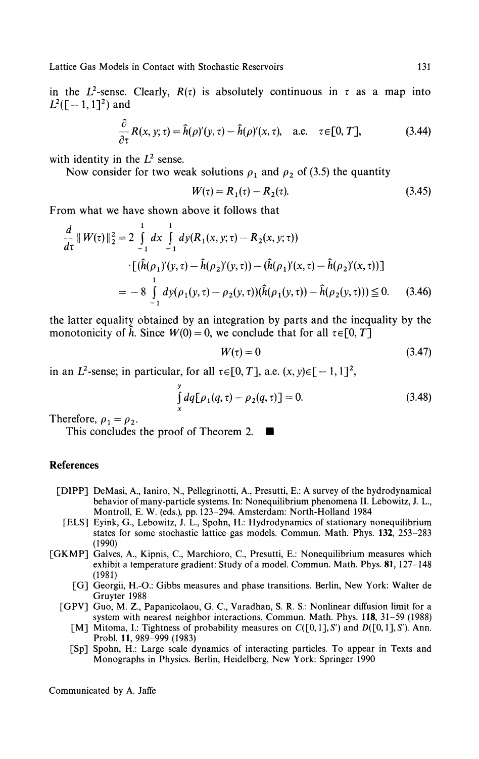in the $L^2$-sense. Clearly, $R(\tau)$ is absolutely continuous in $\tau$ as a map into $L^2([-1,1]^2)$ and

$$\frac{\partial}{\partial \tau} R(x,y;\tau) = \hat{h}(\rho)'(y,\tau) - \hat{h}(\rho)'(x,\tau), \quad \text{a.e.} \quad \tau \in [0,T], \tag{3.44}$$

with identity in the $L^2$ sense.

Now consider for two weak solutions $\rho_1$ and $\rho_2$ of (3.5) the quantity

$$W(\tau) = R_1(\tau) - R_2(\tau). \tag{3.45}$$

From what we have shown above it follows that

$$\begin{aligned}\frac{d}{d\tau}\|W(\tau)\|_2^2 &= 2\int_{-1}^{1} dx \int_{-1}^{1} dy (R_1(x,y;\tau) - R_2(x,y;\tau)) \\ &\quad \cdot [(\hat{h}(\rho_1)'(y,\tau) - \hat{h}(\rho_2)'(y,\tau)) - (\hat{h}(\rho_1)'(x,\tau) - \hat{h}(\rho_2)'(x,\tau))] \\ &= -8\int_{-1}^{1} dy (\rho_1(y,\tau) - \rho_2(y,\tau))(\hat{h}(\rho_1(y,\tau)) - \hat{h}(\rho_2(y,\tau))) \leqq 0. \end{aligned} \tag{3.46}$$

the latter equality obtained by an integration by parts and the inequality by the monotonicity of $\hat{h}$. Since $W(0) = 0$, we conclude that for all $\tau \in [0,T]$

$$W(\tau) = 0 \tag{3.47}$$

in an $L^2$-sense; in particular, for all $\tau \in [0,T]$, a.e. $(x,y) \in [-1,1]^2$,

$$\int_x^y dq[\rho_1(q,\tau) - \rho_2(q,\tau)] = 0. \tag{3.48}$$

Therefore, $\rho_1 = \rho_2$.

This concludes the proof of Theorem 2. ■

## References

[DIPP] DeMasi, A., Ianiro, N., Pellegrinotti, A., Presutti, E.: A survey of the hydrodynamical behavior of many-particle systems. In: Nonequilibrium phenomena II. Lebowitz, J. L., Montroll, E. W. (eds.), pp. 123–294. Amsterdam: North-Holland 1984

[ELS] Eyink, G., Lebowitz, J. L., Spohn, H.: Hydrodynamics of stationary nonequilibrium states for some stochastic lattice gas models. Commun. Math. Phys. **132**, 253–283 (1990)

[GKMP] Galves, A., Kipnis, C., Marchioro, C., Presutti, E.: Nonequilibrium measures which exhibit a temperature gradient: Study of a model. Commun. Math. Phys. **81**, 127–148 (1981)

[G] Georgii, H.-O.: Gibbs measures and phase transitions. Berlin, New York: Walter de Gruyter 1988

[GPV] Guo, M. Z., Papanicolaou, G. C., Varadhan, S. R. S.: Nonlinear diffusion limit for a system with nearest neighbor interactions. Commun. Math. Phys. **118**, 31–59 (1988)

[M] Mitoma, I.: Tightness of probability measures on $C([0,1],S')$ and $D([0,1],S')$. Ann. Probl. **11**, 989–999 (1983)

[Sp] Spohn, H.: Large scale dynamics of interacting particles. To appear in Texts and Monographs in Physics. Berlin, Heidelberg, New York: Springer 1990

Communicated by A. Jaffe